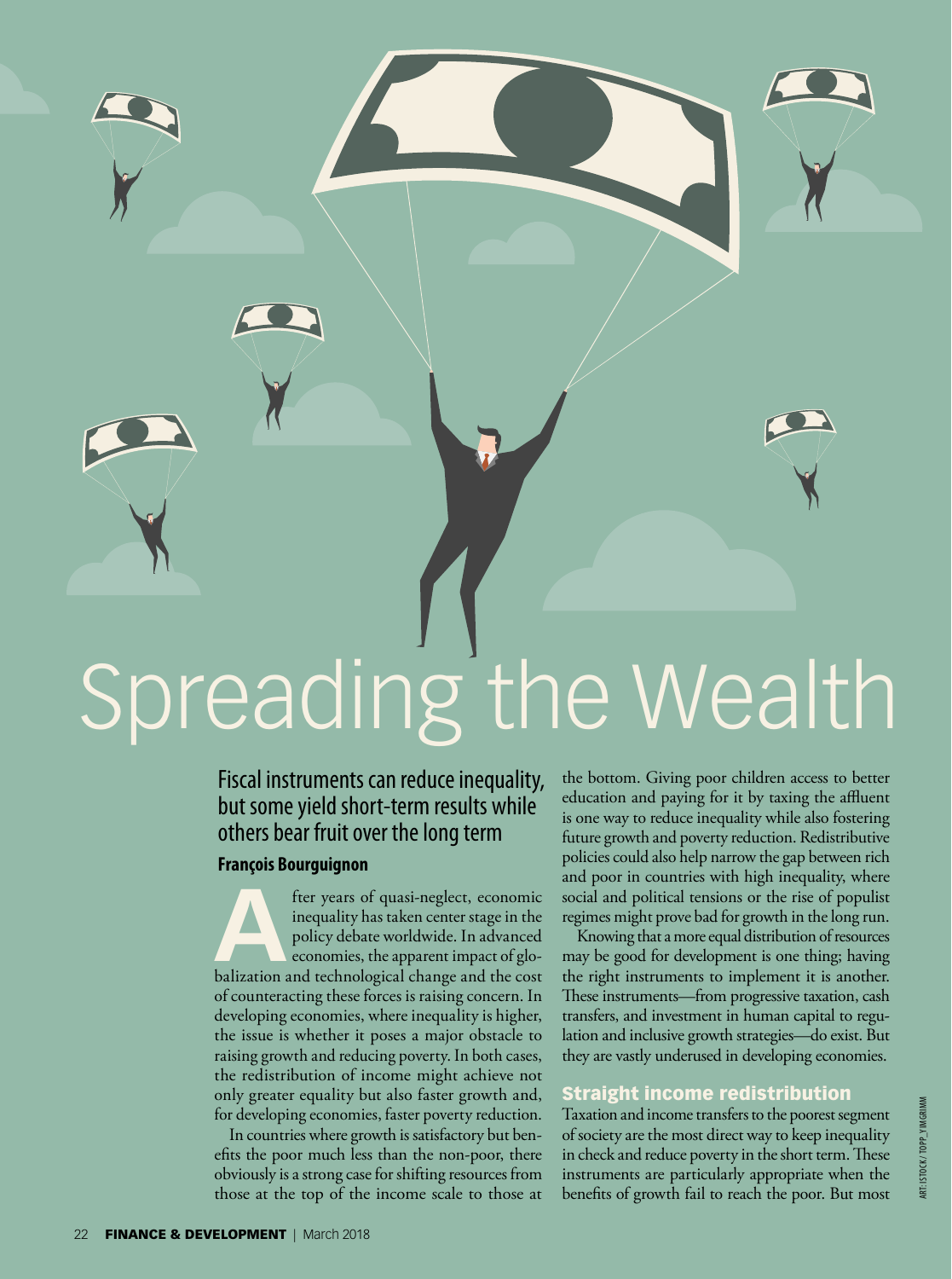# Spreading the Wealth

## Fiscal instruments can reduce inequality, but some yield short-term results while others bear fruit over the long term

**François Bourguignon**

After years of quasi-neglect, economic inequality has taken center stage in the policy debate worldwide. In advanced economies, the apparent impact of globalization and technological change and the cost of counteracting these forces is raising concern. In developing economies, where inequality is higher, the issue is whether it poses a major obstacle to raising growth and reducing poverty. In both cases, the redistribution of income might achieve not only greater equality but also faster growth and, for developing economies, faster poverty reduction.

In countries where growth is satisfactory but benefits the poor much less than the non-poor, there obviously is a strong case for shifting resources from those at the top of the income scale to those at the bottom. Giving poor children access to better education and paying for it by taxing the affluent is one way to reduce inequality while also fostering future growth and poverty reduction. Redistributive policies could also help narrow the gap between rich and poor in countries with high inequality, where social and political tensions or the rise of populist regimes might prove bad for growth in the long run.

Knowing that a more equal distribution of resources may be good for development is one thing; having the right instruments to implement it is another. These instruments—from progressive taxation, cash transfers, and investment in human capital to regulation and inclusive growth strategies—do exist. But they are vastly underused in developing economies.

### Straight income redistribution

Taxation and income transfers to the poorest segment of society are the most direct way to keep inequality in check and reduce poverty in the short term. These instruments are particularly appropriate when the benefits of growth fail to reach the poor. But most

ART: ISTOCK/TOPP_YIMGRIMM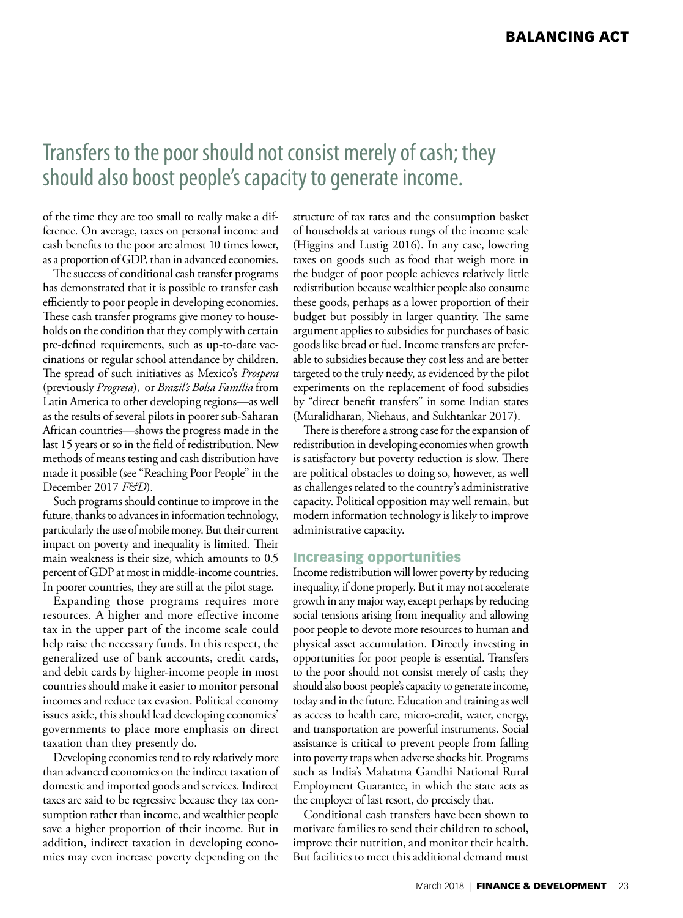Transfers to the poor should not consist merely of cash; they should also boost people's capacity to generate income.

of the time they are too small to really make a difference. On average, taxes on personal income and cash benefits to the poor are almost 10 times lower, as a proportion of GDP, than in advanced economies.

The success of conditional cash transfer programs has demonstrated that it is possible to transfer cash efficiently to poor people in developing economies. These cash transfer programs give money to households on the condition that they comply with certain pre-defined requirements, such as up-to-date vaccinations or regular school attendance by children. The spread of such initiatives as Mexico's *Prospera* (previously *Progresa*), or *Brazil's Bolsa Família* from Latin America to other developing regions—as well as the results of several pilots in poorer sub-Saharan African countries—shows the progress made in the last 15 years or so in the field of redistribution. New methods of means testing and cash distribution have made it possible (see "Reaching Poor People" in the December 2017 *F&D*).

Such programs should continue to improve in the future, thanks to advances in information technology, particularly the use of mobile money. But their current impact on poverty and inequality is limited. Their main weakness is their size, which amounts to 0.5 percent of GDP at most in middle-income countries. In poorer countries, they are still at the pilot stage.

Expanding those programs requires more resources. A higher and more effective income tax in the upper part of the income scale could help raise the necessary funds. In this respect, the generalized use of bank accounts, credit cards, and debit cards by higher-income people in most countries should make it easier to monitor personal incomes and reduce tax evasion. Political economy issues aside, this should lead developing economies' governments to place more emphasis on direct taxation than they presently do.

Developing economies tend to rely relatively more than advanced economies on the indirect taxation of domestic and imported goods and services. Indirect taxes are said to be regressive because they tax consumption rather than income, and wealthier people save a higher proportion of their income. But in addition, indirect taxation in developing economies may even increase poverty depending on the structure of tax rates and the consumption basket of households at various rungs of the income scale (Higgins and Lustig 2016). In any case, lowering taxes on goods such as food that weigh more in the budget of poor people achieves relatively little redistribution because wealthier people also consume these goods, perhaps as a lower proportion of their budget but possibly in larger quantity. The same argument applies to subsidies for purchases of basic goods like bread or fuel. Income transfers are preferable to subsidies because they cost less and are better targeted to the truly needy, as evidenced by the pilot experiments on the replacement of food subsidies by "direct benefit transfers" in some Indian states (Muralidharan, Niehaus, and Sukhtankar 2017).

There is therefore a strong case for the expansion of redistribution in developing economies when growth is satisfactory but poverty reduction is slow. There are political obstacles to doing so, however, as well as challenges related to the country's administrative capacity. Political opposition may well remain, but modern information technology is likely to improve administrative capacity.

## Increasing opportunities

Income redistribution will lower poverty by reducing inequality, if done properly. But it may not accelerate growth in any major way, except perhaps by reducing social tensions arising from inequality and allowing poor people to devote more resources to human and physical asset accumulation. Directly investing in opportunities for poor people is essential. Transfers to the poor should not consist merely of cash; they should also boost people's capacity to generate income, today and in the future. Education and training as well as access to health care, micro-credit, water, energy, and transportation are powerful instruments. Social assistance is critical to prevent people from falling into poverty traps when adverse shocks hit. Programs such as India's Mahatma Gandhi National Rural Employment Guarantee, in which the state acts as the employer of last resort, do precisely that.

Conditional cash transfers have been shown to motivate families to send their children to school, improve their nutrition, and monitor their health. But facilities to meet this additional demand must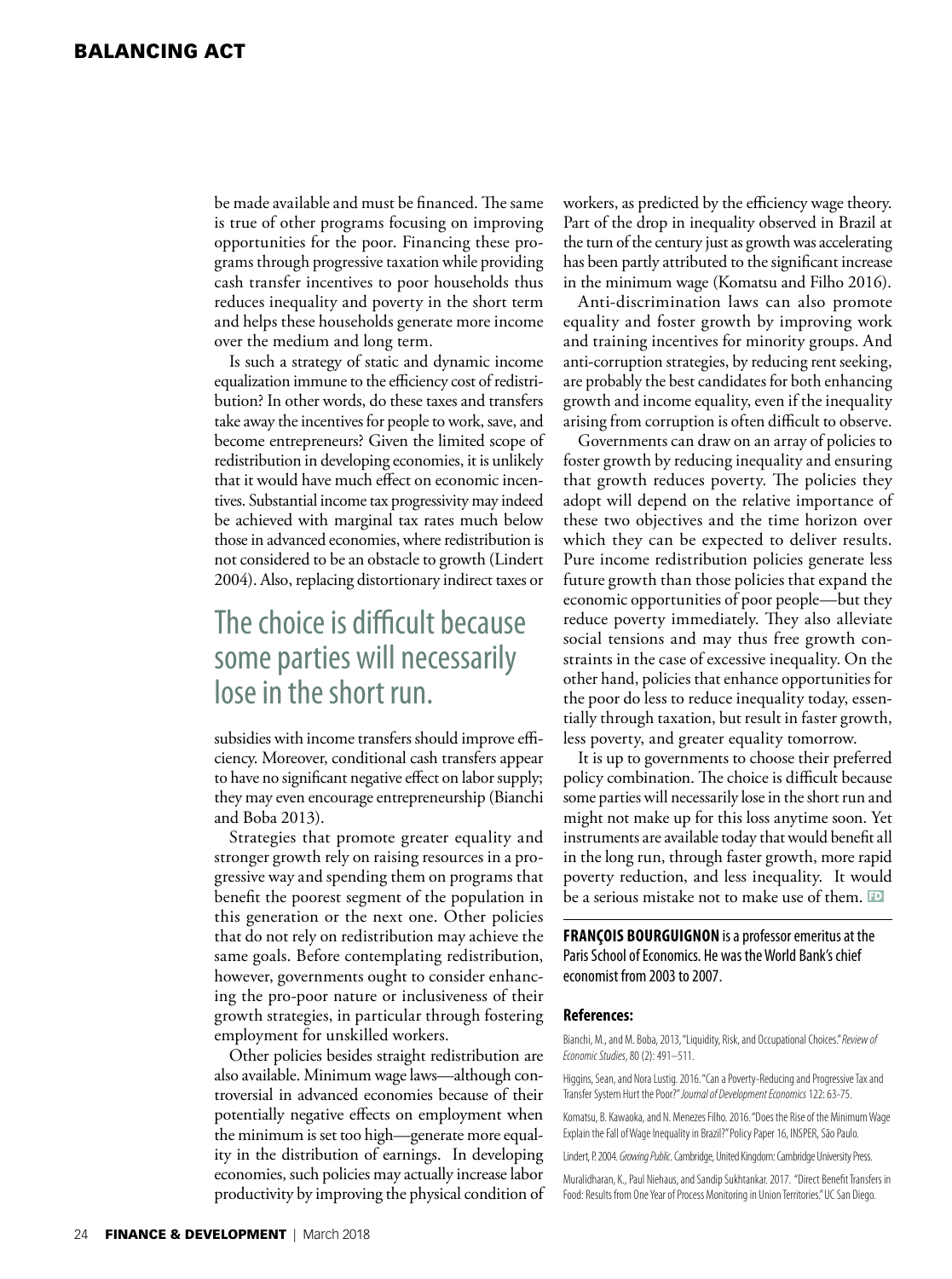be made available and must be financed. The same is true of other programs focusing on improving opportunities for the poor. Financing these programs through progressive taxation while providing cash transfer incentives to poor households thus reduces inequality and poverty in the short term and helps these households generate more income over the medium and long term.

Is such a strategy of static and dynamic income equalization immune to the efficiency cost of redistribution? In other words, do these taxes and transfers take away the incentives for people to work, save, and become entrepreneurs? Given the limited scope of redistribution in developing economies, it is unlikely that it would have much effect on economic incentives. Substantial income tax progressivity may indeed be achieved with marginal tax rates much below those in advanced economies, where redistribution is not considered to be an obstacle to growth (Lindert 2004). Also, replacing distortionary indirect taxes or subsidies with income transfers should improve efficiency. Moreover, conditional cash transfers appear to have no significant negative effect on labor supply; they may even encourage entrepreneurship (Bianchi and Boba 2013).

Strategies that promote greater equality and stronger growth rely on raising resources in a progressive way and spending them on programs that benefit the poorest segment of the population in this generation or the next one. Other policies that do not rely on redistribution may achieve the same goals. Before contemplating redistribution, however, governments ought to consider enhancing the pro-poor nature or inclusiveness of their growth strategies, in particular through fostering employment for unskilled workers.

Other policies besides straight redistribution are also available. Minimum wage laws—although controversial in advanced economies because of their potentially negative effects on employment when the minimum is set too high—generate more equality in the distribution of earnings. In developing economies, such policies may actually increase labor productivity by improving the physical condition of workers, as predicted by the efficiency wage theory. Part of the drop in inequality observed in Brazil at the turn of the century just as growth was accelerating has been partly attributed to the significant increase in the minimum wage (Komatsu and Filho 2016).

Anti-discrimination laws can also promote equality and foster growth by improving work and training incentives for minority groups. And anti-corruption strategies, by reducing rent seeking, are probably the best candidates for both enhancing growth and income equality, even if the inequality arising from corruption is often difficult to observe.

Governments can draw on an array of policies to foster growth by reducing inequality and ensuring that growth reduces poverty. The policies they adopt will depend on the relative importance of these two objectives and the time horizon over which they can be expected to deliver results. Pure income redistribution policies generate less future growth than those policies that expand the economic opportunities of poor people—but they reduce poverty immediately. They also alleviate social tensions and may thus free growth constraints in the case of excessive inequality. On the other hand, policies that enhance opportunities for the poor do less to reduce inequality today, essentially through taxation, but result in faster growth, less poverty, and greater equality tomorrow.

It is up to governments to choose their preferred policy combination. The choice is difficult because some parties will necessarily lose in the short run and might not make up for this loss anytime soon. Yet instruments are available today that would benefit all in the long run, through faster growth, more rapid poverty reduction, and less inequality. It would be a serious mistake not to make use of them.

**FRANÇOIS BOURGUIGNON** is a professor emeritus at the Paris School of Economics. He was the World Bank's chief economist from 2003 to 2007.

**References:**

Bianchi, M., and M. Boba, 2013, "Liquidity, Risk, and Occupational Choices." *Review of Economic Studies*, 80 (2): 491–511.

Higgins, Sean, and Nora Lustig. 2016. "Can a Poverty-Reducing and Progressive Tax and Transfer System Hurt the Poor?" *Journal of Development Economics* 122: 63-75.

Komatsu, B. Kawaoka, and N. Menezes Filho. 2016. "Does the Rise of the Minimum Wage Explain the Fall of Wage Inequality in Brazil?" Policy Paper 16, INSPER, São Paulo.

Lindert, P. 2004. *Growing Public*. Cambridge, United Kingdom: Cambridge University Press.

Muralidharan, K., Paul Niehaus, and Sandip Sukhtankar. 2017. "Direct Benefit Transfers in Food: Results from One Year of Process Monitoring in Union Territories." UC San Diego.